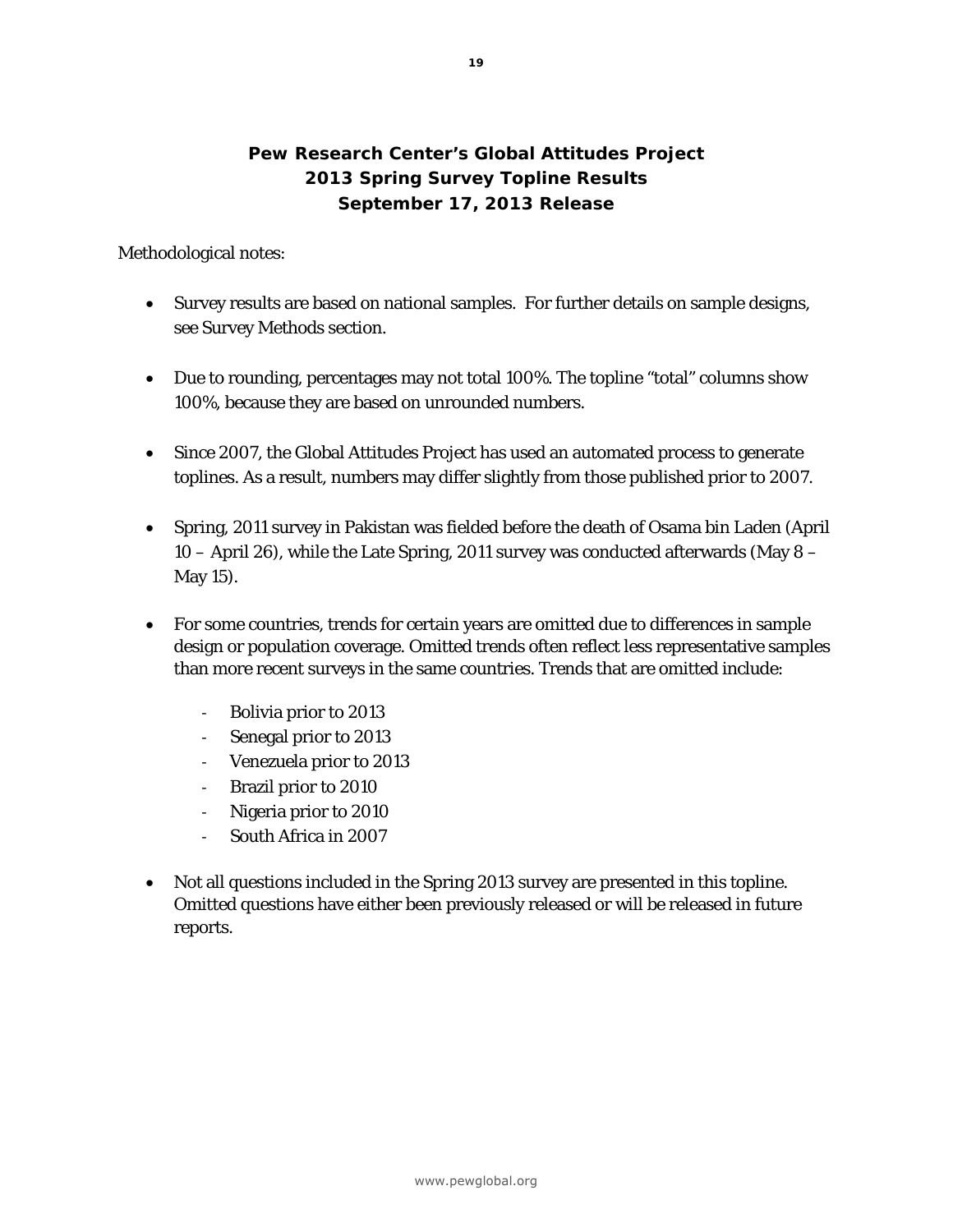# Pew Research Center's Global Attitudes Project
# 2013 Spring Survey Topline Results
# September 17, 2013 Release

Methodological notes:

- Survey results are based on national samples. For further details on sample designs, see Survey Methods section.

- Due to rounding, percentages may not total 100%. The topline "total" columns show 100%, because they are based on unrounded numbers.

- Since 2007, the Global Attitudes Project has used an automated process to generate toplines. As a result, numbers may differ slightly from those published prior to 2007.

- Spring, 2011 survey in Pakistan was fielded before the death of Osama bin Laden (April 10 – April 26), while the Late Spring, 2011 survey was conducted afterwards (May 8 – May 15).

- For some countries, trends for certain years are omitted due to differences in sample design or population coverage. Omitted trends often reflect less representative samples than more recent surveys in the same countries. Trends that are omitted include:
    - Bolivia prior to 2013
    - Senegal prior to 2013
    - Venezuela prior to 2013
    - Brazil prior to 2010
    - Nigeria prior to 2010
    - South Africa in 2007

- Not all questions included in the Spring 2013 survey are presented in this topline. Omitted questions have either been previously released or will be released in future reports.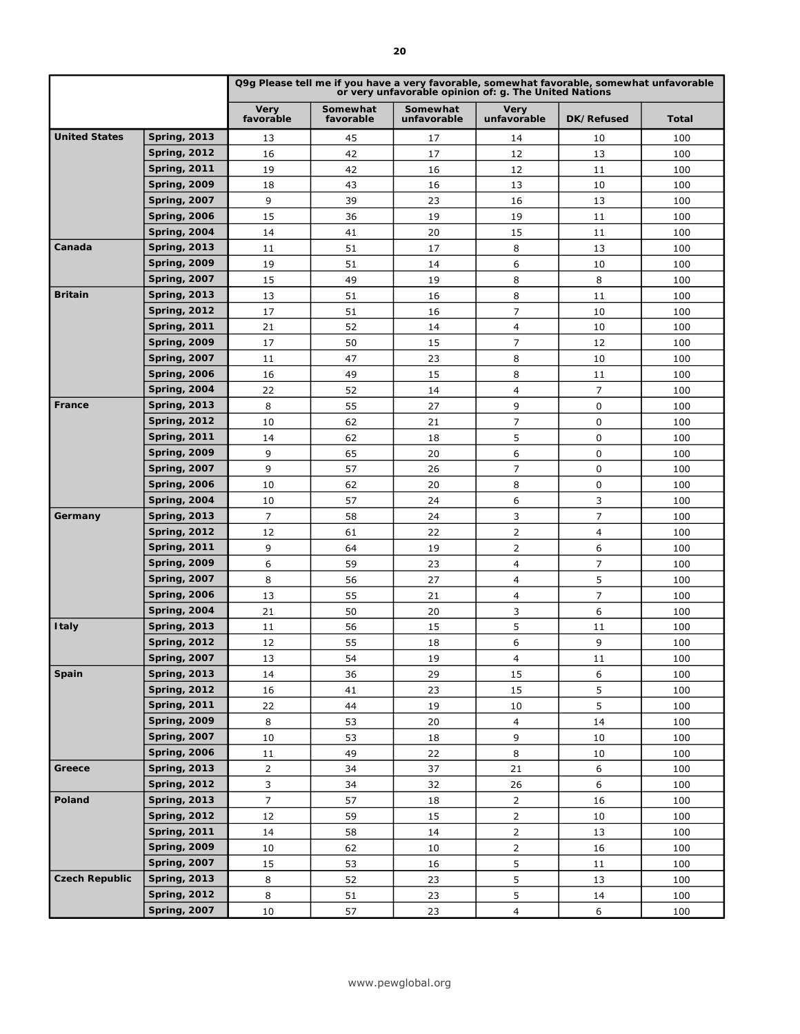| | | Q9g Please tell me if you have a very favorable, somewhat favorable, somewhat unfavorable or very unfavorable opinion of: g. The United Nations | | | | | |
|---|---|---|---|---|---|---|---|
| | | Very favorable | Somewhat favorable | Somewhat unfavorable | Very unfavorable | DK/Refused | Total |
| **United States** | **Spring, 2013** | 13 | 45 | 17 | 14 | 10 | 100 |
| | **Spring, 2012** | 16 | 42 | 17 | 12 | 13 | 100 |
| | **Spring, 2011** | 19 | 42 | 16 | 12 | 11 | 100 |
| | **Spring, 2009** | 18 | 43 | 16 | 13 | 10 | 100 |
| | **Spring, 2007** | 9 | 39 | 23 | 16 | 13 | 100 |
| | **Spring, 2006** | 15 | 36 | 19 | 19 | 11 | 100 |
| | **Spring, 2004** | 14 | 41 | 20 | 15 | 11 | 100 |
| **Canada** | **Spring, 2013** | 11 | 51 | 17 | 8 | 13 | 100 |
| | **Spring, 2009** | 19 | 51 | 14 | 6 | 10 | 100 |
| | **Spring, 2007** | 15 | 49 | 19 | 8 | 8 | 100 |
| **Britain** | **Spring, 2013** | 13 | 51 | 16 | 8 | 11 | 100 |
| | **Spring, 2012** | 17 | 51 | 16 | 7 | 10 | 100 |
| | **Spring, 2011** | 21 | 52 | 14 | 4 | 10 | 100 |
| | **Spring, 2009** | 17 | 50 | 15 | 7 | 12 | 100 |
| | **Spring, 2007** | 11 | 47 | 23 | 8 | 10 | 100 |
| | **Spring, 2006** | 16 | 49 | 15 | 8 | 11 | 100 |
| | **Spring, 2004** | 22 | 52 | 14 | 4 | 7 | 100 |
| **France** | **Spring, 2013** | 8 | 55 | 27 | 9 | 0 | 100 |
| | **Spring, 2012** | 10 | 62 | 21 | 7 | 0 | 100 |
| | **Spring, 2011** | 14 | 62 | 18 | 5 | 0 | 100 |
| | **Spring, 2009** | 9 | 65 | 20 | 6 | 0 | 100 |
| | **Spring, 2007** | 9 | 57 | 26 | 7 | 0 | 100 |
| | **Spring, 2006** | 10 | 62 | 20 | 8 | 0 | 100 |
| | **Spring, 2004** | 10 | 57 | 24 | 6 | 3 | 100 |
| **Germany** | **Spring, 2013** | 7 | 58 | 24 | 3 | 7 | 100 |
| | **Spring, 2012** | 12 | 61 | 22 | 2 | 4 | 100 |
| | **Spring, 2011** | 9 | 64 | 19 | 2 | 6 | 100 |
| | **Spring, 2009** | 6 | 59 | 23 | 4 | 7 | 100 |
| | **Spring, 2007** | 8 | 56 | 27 | 4 | 5 | 100 |
| | **Spring, 2006** | 13 | 55 | 21 | 4 | 7 | 100 |
| | **Spring, 2004** | 21 | 50 | 20 | 3 | 6 | 100 |
| **Italy** | **Spring, 2013** | 11 | 56 | 15 | 5 | 11 | 100 |
| | **Spring, 2012** | 12 | 55 | 18 | 6 | 9 | 100 |
| | **Spring, 2007** | 13 | 54 | 19 | 4 | 11 | 100 |
| **Spain** | **Spring, 2013** | 14 | 36 | 29 | 15 | 6 | 100 |
| | **Spring, 2012** | 16 | 41 | 23 | 15 | 5 | 100 |
| | **Spring, 2011** | 22 | 44 | 19 | 10 | 5 | 100 |
| | **Spring, 2009** | 8 | 53 | 20 | 4 | 14 | 100 |
| | **Spring, 2007** | 10 | 53 | 18 | 9 | 10 | 100 |
| | **Spring, 2006** | 11 | 49 | 22 | 8 | 10 | 100 |
| **Greece** | **Spring, 2013** | 2 | 34 | 37 | 21 | 6 | 100 |
| | **Spring, 2012** | 3 | 34 | 32 | 26 | 6 | 100 |
| **Poland** | **Spring, 2013** | 7 | 57 | 18 | 2 | 16 | 100 |
| | **Spring, 2012** | 12 | 59 | 15 | 2 | 10 | 100 |
| | **Spring, 2011** | 14 | 58 | 14 | 2 | 13 | 100 |
| | **Spring, 2009** | 10 | 62 | 10 | 2 | 16 | 100 |
| | **Spring, 2007** | 15 | 53 | 16 | 5 | 11 | 100 |
| **Czech Republic** | **Spring, 2013** | 8 | 52 | 23 | 5 | 13 | 100 |
| | **Spring, 2012** | 8 | 51 | 23 | 5 | 14 | 100 |
| | **Spring, 2007** | 10 | 57 | 23 | 4 | 6 | 100 |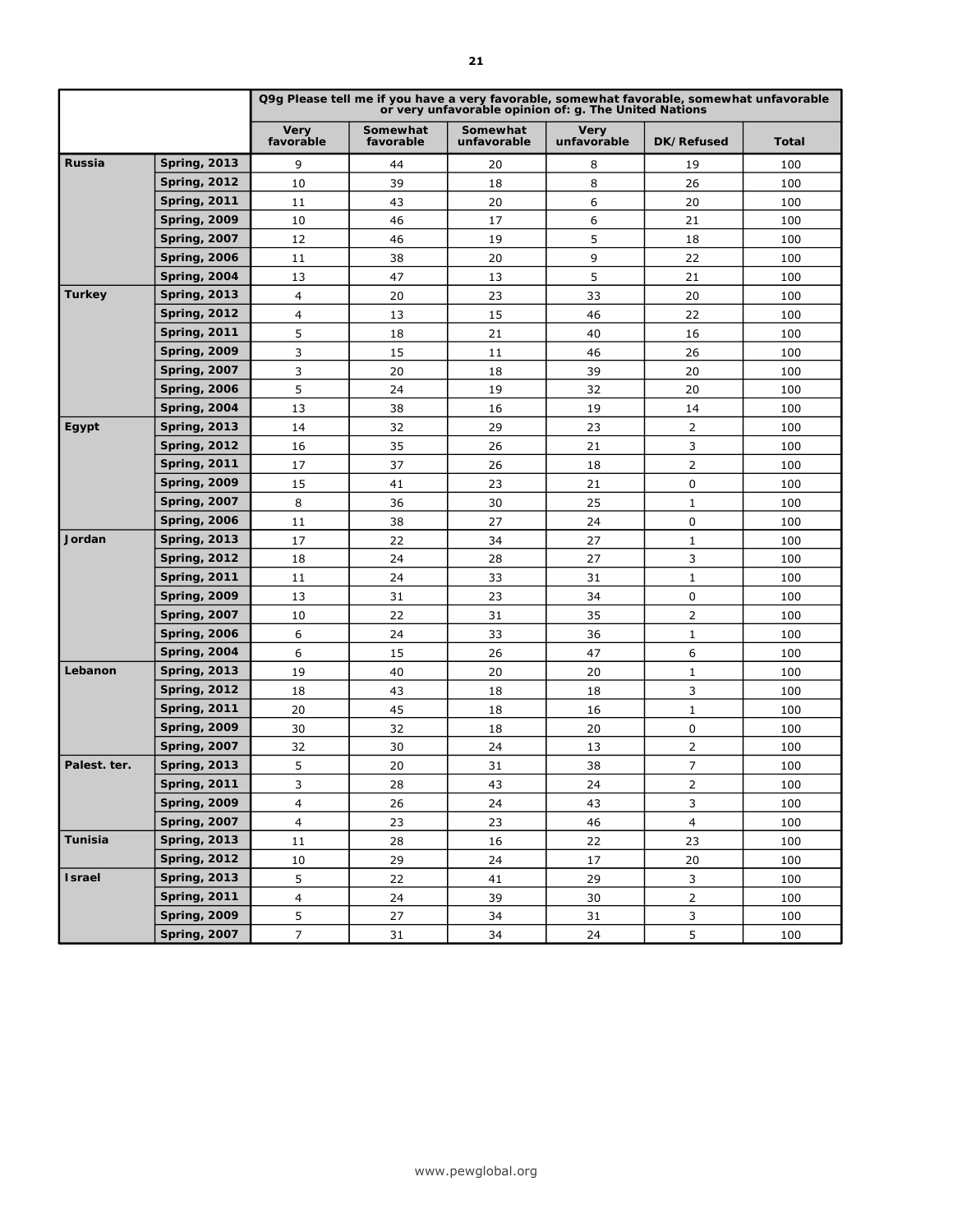| | | Q9g Please tell me if you have a very favorable, somewhat favorable, somewhat unfavorable or very unfavorable opinion of: g. The United Nations | | | | | |
|---|---|---|---|---|---|---|---|
| | | Very favorable | Somewhat favorable | Somewhat unfavorable | Very unfavorable | DK/Refused | Total |
| **Russia** | **Spring, 2013** | 9 | 44 | 20 | 8 | 19 | 100 |
| | **Spring, 2012** | 10 | 39 | 18 | 8 | 26 | 100 |
| | **Spring, 2011** | 11 | 43 | 20 | 6 | 20 | 100 |
| | **Spring, 2009** | 10 | 46 | 17 | 6 | 21 | 100 |
| | **Spring, 2007** | 12 | 46 | 19 | 5 | 18 | 100 |
| | **Spring, 2006** | 11 | 38 | 20 | 9 | 22 | 100 |
| | **Spring, 2004** | 13 | 47 | 13 | 5 | 21 | 100 |
| **Turkey** | **Spring, 2013** | 4 | 20 | 23 | 33 | 20 | 100 |
| | **Spring, 2012** | 4 | 13 | 15 | 46 | 22 | 100 |
| | **Spring, 2011** | 5 | 18 | 21 | 40 | 16 | 100 |
| | **Spring, 2009** | 3 | 15 | 11 | 46 | 26 | 100 |
| | **Spring, 2007** | 3 | 20 | 18 | 39 | 20 | 100 |
| | **Spring, 2006** | 5 | 24 | 19 | 32 | 20 | 100 |
| | **Spring, 2004** | 13 | 38 | 16 | 19 | 14 | 100 |
| **Egypt** | **Spring, 2013** | 14 | 32 | 29 | 23 | 2 | 100 |
| | **Spring, 2012** | 16 | 35 | 26 | 21 | 3 | 100 |
| | **Spring, 2011** | 17 | 37 | 26 | 18 | 2 | 100 |
| | **Spring, 2009** | 15 | 41 | 23 | 21 | 0 | 100 |
| | **Spring, 2007** | 8 | 36 | 30 | 25 | 1 | 100 |
| | **Spring, 2006** | 11 | 38 | 27 | 24 | 0 | 100 |
| **Jordan** | **Spring, 2013** | 17 | 22 | 34 | 27 | 1 | 100 |
| | **Spring, 2012** | 18 | 24 | 28 | 27 | 3 | 100 |
| | **Spring, 2011** | 11 | 24 | 33 | 31 | 1 | 100 |
| | **Spring, 2009** | 13 | 31 | 23 | 34 | 0 | 100 |
| | **Spring, 2007** | 10 | 22 | 31 | 35 | 2 | 100 |
| | **Spring, 2006** | 6 | 24 | 33 | 36 | 1 | 100 |
| | **Spring, 2004** | 6 | 15 | 26 | 47 | 6 | 100 |
| **Lebanon** | **Spring, 2013** | 19 | 40 | 20 | 20 | 1 | 100 |
| | **Spring, 2012** | 18 | 43 | 18 | 18 | 3 | 100 |
| | **Spring, 2011** | 20 | 45 | 18 | 16 | 1 | 100 |
| | **Spring, 2009** | 30 | 32 | 18 | 20 | 0 | 100 |
| | **Spring, 2007** | 32 | 30 | 24 | 13 | 2 | 100 |
| **Palest. ter.** | **Spring, 2013** | 5 | 20 | 31 | 38 | 7 | 100 |
| | **Spring, 2011** | 3 | 28 | 43 | 24 | 2 | 100 |
| | **Spring, 2009** | 4 | 26 | 24 | 43 | 3 | 100 |
| | **Spring, 2007** | 4 | 23 | 23 | 46 | 4 | 100 |
| **Tunisia** | **Spring, 2013** | 11 | 28 | 16 | 22 | 23 | 100 |
| | **Spring, 2012** | 10 | 29 | 24 | 17 | 20 | 100 |
| **Israel** | **Spring, 2013** | 5 | 22 | 41 | 29 | 3 | 100 |
| | **Spring, 2011** | 4 | 24 | 39 | 30 | 2 | 100 |
| | **Spring, 2009** | 5 | 27 | 34 | 31 | 3 | 100 |
| | **Spring, 2007** | 7 | 31 | 34 | 24 | 5 | 100 |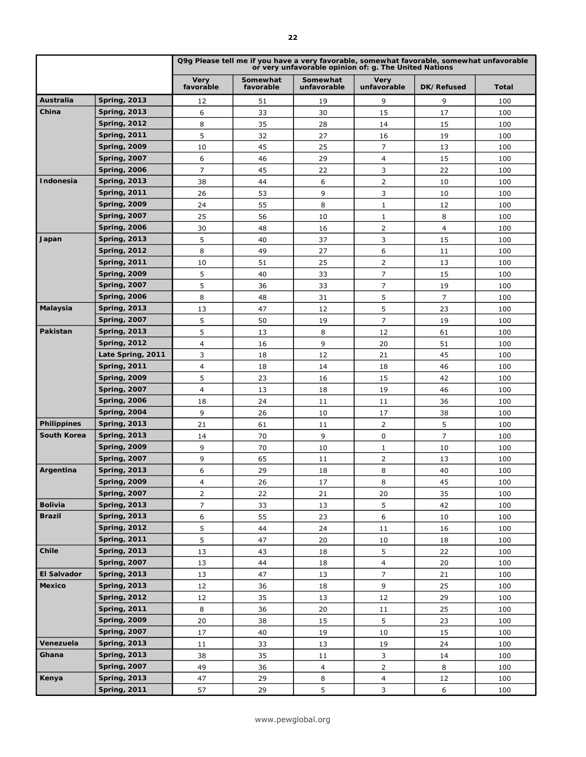| | | Q9g Please tell me if you have a very favorable, somewhat favorable, somewhat unfavorable or very unfavorable opinion of: g. The United Nations | | | | | |
|---|---|---|---|---|---|---|---|
| | | Very favorable | Somewhat favorable | Somewhat unfavorable | Very unfavorable | DK/Refused | Total |
| **Australia** | **Spring, 2013** | 12 | 51 | 19 | 9 | 9 | 100 |
| **China** | **Spring, 2013** | 6 | 33 | 30 | 15 | 17 | 100 |
| | **Spring, 2012** | 8 | 35 | 28 | 14 | 15 | 100 |
| | **Spring, 2011** | 5 | 32 | 27 | 16 | 19 | 100 |
| | **Spring, 2009** | 10 | 45 | 25 | 7 | 13 | 100 |
| | **Spring, 2007** | 6 | 46 | 29 | 4 | 15 | 100 |
| | **Spring, 2006** | 7 | 45 | 22 | 3 | 22 | 100 |
| **Indonesia** | **Spring, 2013** | 38 | 44 | 6 | 2 | 10 | 100 |
| | **Spring, 2011** | 26 | 53 | 9 | 3 | 10 | 100 |
| | **Spring, 2009** | 24 | 55 | 8 | 1 | 12 | 100 |
| | **Spring, 2007** | 25 | 56 | 10 | 1 | 8 | 100 |
| | **Spring, 2006** | 30 | 48 | 16 | 2 | 4 | 100 |
| **Japan** | **Spring, 2013** | 5 | 40 | 37 | 3 | 15 | 100 |
| | **Spring, 2012** | 8 | 49 | 27 | 6 | 11 | 100 |
| | **Spring, 2011** | 10 | 51 | 25 | 2 | 13 | 100 |
| | **Spring, 2009** | 5 | 40 | 33 | 7 | 15 | 100 |
| | **Spring, 2007** | 5 | 36 | 33 | 7 | 19 | 100 |
| | **Spring, 2006** | 8 | 48 | 31 | 5 | 7 | 100 |
| **Malaysia** | **Spring, 2013** | 13 | 47 | 12 | 5 | 23 | 100 |
| | **Spring, 2007** | 5 | 50 | 19 | 7 | 19 | 100 |
| **Pakistan** | **Spring, 2013** | 5 | 13 | 8 | 12 | 61 | 100 |
| | **Spring, 2012** | 4 | 16 | 9 | 20 | 51 | 100 |
| | **Late Spring, 2011** | 3 | 18 | 12 | 21 | 45 | 100 |
| | **Spring, 2011** | 4 | 18 | 14 | 18 | 46 | 100 |
| | **Spring, 2009** | 5 | 23 | 16 | 15 | 42 | 100 |
| | **Spring, 2007** | 4 | 13 | 18 | 19 | 46 | 100 |
| | **Spring, 2006** | 18 | 24 | 11 | 11 | 36 | 100 |
| | **Spring, 2004** | 9 | 26 | 10 | 17 | 38 | 100 |
| **Philippines** | **Spring, 2013** | 21 | 61 | 11 | 2 | 5 | 100 |
| **South Korea** | **Spring, 2013** | 14 | 70 | 9 | 0 | 7 | 100 |
| | **Spring, 2009** | 9 | 70 | 10 | 1 | 10 | 100 |
| | **Spring, 2007** | 9 | 65 | 11 | 2 | 13 | 100 |
| **Argentina** | **Spring, 2013** | 6 | 29 | 18 | 8 | 40 | 100 |
| | **Spring, 2009** | 4 | 26 | 17 | 8 | 45 | 100 |
| | **Spring, 2007** | 2 | 22 | 21 | 20 | 35 | 100 |
| **Bolivia** | **Spring, 2013** | 7 | 33 | 13 | 5 | 42 | 100 |
| **Brazil** | **Spring, 2013** | 6 | 55 | 23 | 6 | 10 | 100 |
| | **Spring, 2012** | 5 | 44 | 24 | 11 | 16 | 100 |
| | **Spring, 2011** | 5 | 47 | 20 | 10 | 18 | 100 |
| **Chile** | **Spring, 2013** | 13 | 43 | 18 | 5 | 22 | 100 |
| | **Spring, 2007** | 13 | 44 | 18 | 4 | 20 | 100 |
| **El Salvador** | **Spring, 2013** | 13 | 47 | 13 | 7 | 21 | 100 |
| **Mexico** | **Spring, 2013** | 12 | 36 | 18 | 9 | 25 | 100 |
| | **Spring, 2012** | 12 | 35 | 13 | 12 | 29 | 100 |
| | **Spring, 2011** | 8 | 36 | 20 | 11 | 25 | 100 |
| | **Spring, 2009** | 20 | 38 | 15 | 5 | 23 | 100 |
| | **Spring, 2007** | 17 | 40 | 19 | 10 | 15 | 100 |
| **Venezuela** | **Spring, 2013** | 11 | 33 | 13 | 19 | 24 | 100 |
| **Ghana** | **Spring, 2013** | 38 | 35 | 11 | 3 | 14 | 100 |
| | **Spring, 2007** | 49 | 36 | 4 | 2 | 8 | 100 |
| **Kenya** | **Spring, 2013** | 47 | 29 | 8 | 4 | 12 | 100 |
| | **Spring, 2011** | 57 | 29 | 5 | 3 | 6 | 100 |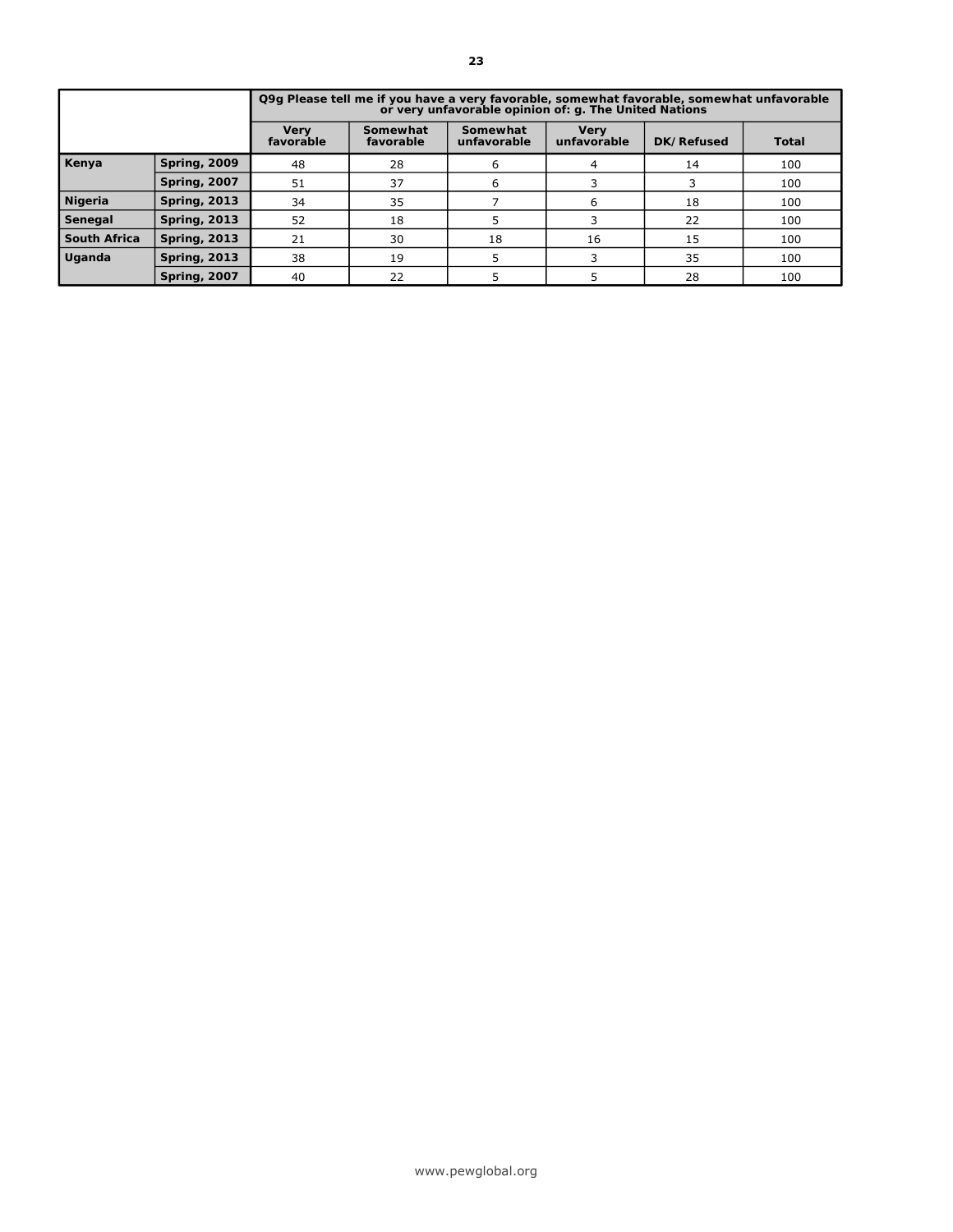| | | Q9g Please tell me if you have a very favorable, somewhat favorable, somewhat unfavorable or very unfavorable opinion of: g. The United Nations | | | | | |
|---|---|---|---|---|---|---|---|
| | | Very favorable | Somewhat favorable | Somewhat unfavorable | Very unfavorable | DK/Refused | Total |
| Kenya | Spring, 2009 | 48 | 28 | 6 | 4 | 14 | 100 |
| | Spring, 2007 | 51 | 37 | 6 | 3 | 3 | 100 |
| Nigeria | Spring, 2013 | 34 | 35 | 7 | 6 | 18 | 100 |
| Senegal | Spring, 2013 | 52 | 18 | 5 | 3 | 22 | 100 |
| South Africa | Spring, 2013 | 21 | 30 | 18 | 16 | 15 | 100 |
| Uganda | Spring, 2013 | 38 | 19 | 5 | 3 | 35 | 100 |
| | Spring, 2007 | 40 | 22 | 5 | 5 | 28 | 100 |